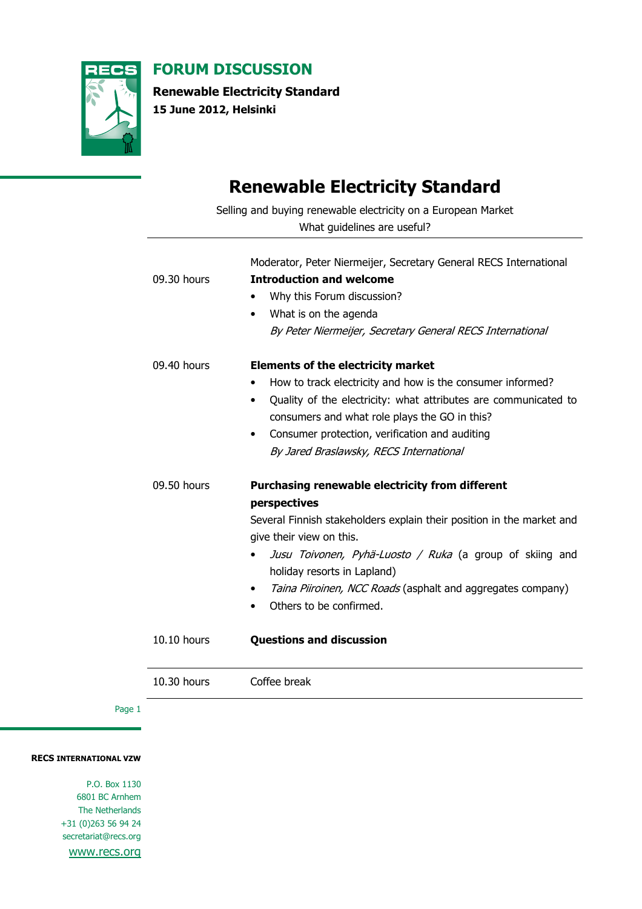# FORUM DISCUSSION

**Renewable Electricity Standard**
**15 June 2012, Helsinki**

## Renewable Electricity Standard

Selling and buying renewable electricity on a European Market
What guidelines are useful?

| | |
|---|---|
| | Moderator, Peter Niermeijer, Secretary General RECS International |
| 09.30 hours | **Introduction and welcome**<br>• Why this Forum discussion?<br>• What is on the agenda<br>*By Peter Niermeijer, Secretary General RECS International* |
| 09.40 hours | **Elements of the electricity market**<br>• How to track electricity and how is the consumer informed?<br>• Quality of the electricity: what attributes are communicated to consumers and what role plays the GO in this?<br>• Consumer protection, verification and auditing<br>*By Jared Braslawsky, RECS International* |
| 09.50 hours | **Purchasing renewable electricity from different perspectives**<br>Several Finnish stakeholders explain their position in the market and give their view on this.<br>• *Jusu Toivonen, Pyhä-Luosto / Ruka* (a group of skiing and holiday resorts in Lapland)<br>• *Taina Piiroinen, NCC Roads* (asphalt and aggregates company)<br>• Others to be confirmed. |
| 10.10 hours | **Questions and discussion** |
| 10.30 hours | Coffee break |

**RECS INTERNATIONAL VZW**

P.O. Box 1130
6801 BC Arnhem
The Netherlands
+31 (0)263 56 94 24
secretariat@recs.org
www.recs.org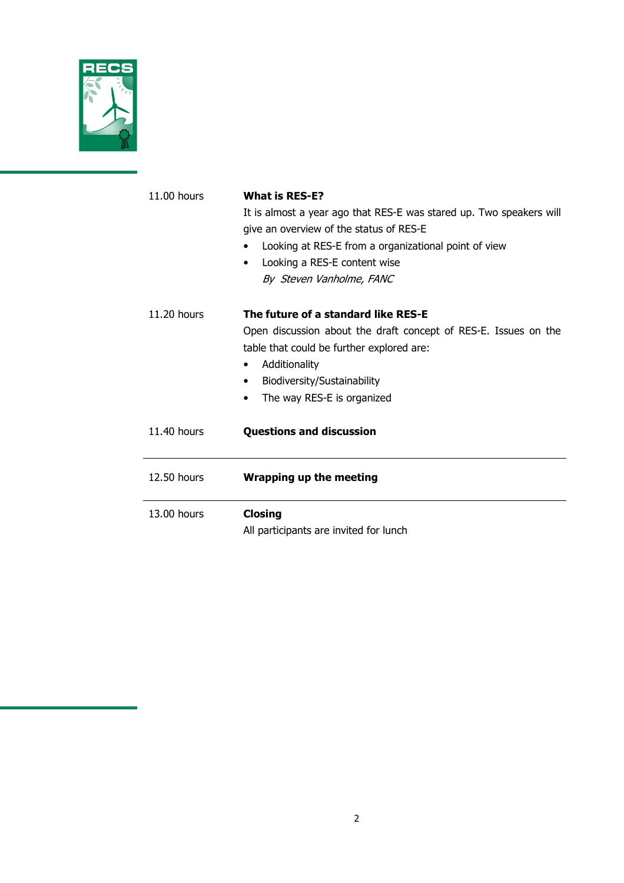| | |
|---|---|
| 11.00 hours | **What is RES-E?**<br>It is almost a year ago that RES-E was stared up. Two speakers will give an overview of the status of RES-E<br>• Looking at RES-E from a organizational point of view<br>• Looking a RES-E content wise<br>*By Steven Vanholme, FANC* |
| 11.20 hours | **The future of a standard like RES-E**<br>Open discussion about the draft concept of RES-E. Issues on the table that could be further explored are:<br>• Additionality<br>• Biodiversity/Sustainability<br>• The way RES-E is organized |
| 11.40 hours | **Questions and discussion** |
| 12.50 hours | **Wrapping up the meeting** |
| 13.00 hours | **Closing**<br>All participants are invited for lunch |